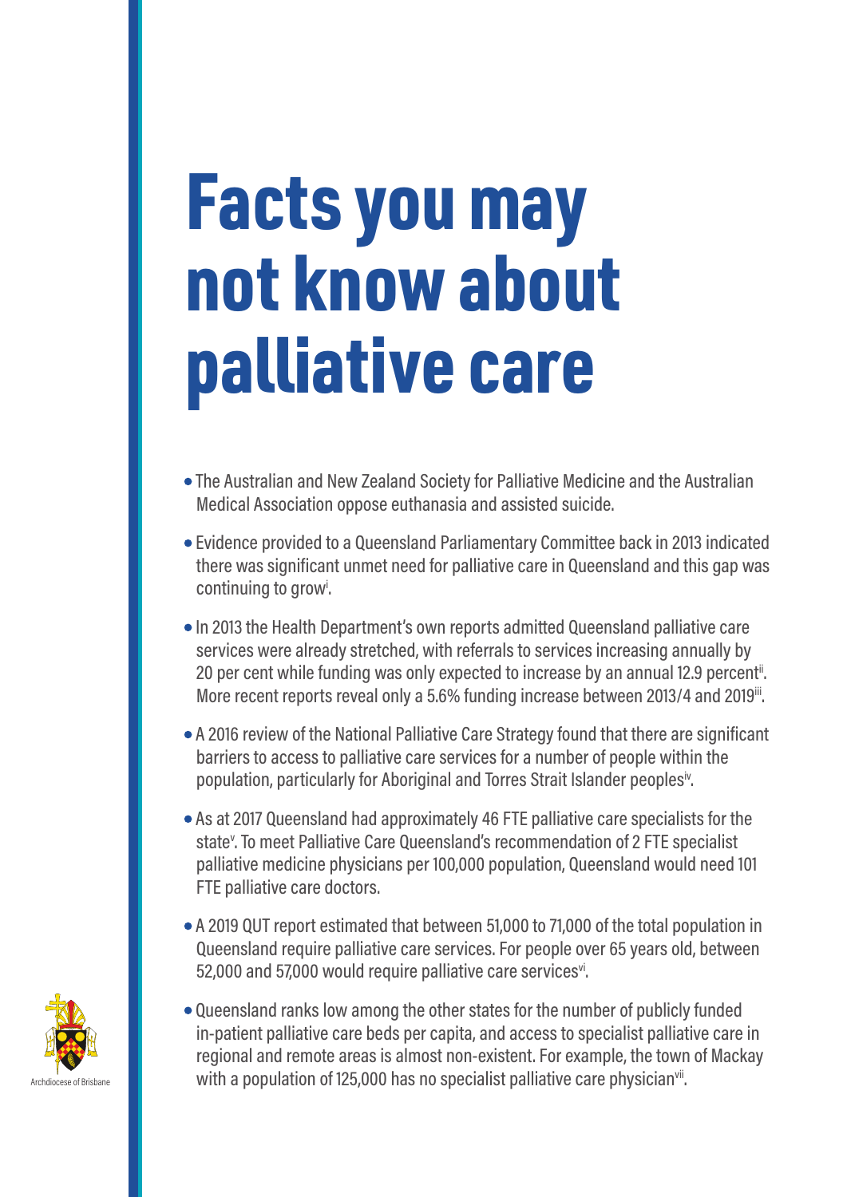# Facts you may not know about palliative care

- The Australian and New Zealand Society for Palliative Medicine and the Australian Medical Association oppose euthanasia and assisted suicide.
- Evidence provided to a Queensland Parliamentary Committee back in 2013 indicated there was significant unmet need for palliative care in Queensland and this gap was continuing to grow[i].
- In 2013 the Health Department's own reports admitted Queensland palliative care services were already stretched, with referrals to services increasing annually by 20 per cent while funding was only expected to increase by an annual 12.9 percent[ii]. More recent reports reveal only a 5.6% funding increase between 2013/4 and 2019[iii].
- A 2016 review of the National Palliative Care Strategy found that there are significant barriers to access to palliative care services for a number of people within the population, particularly for Aboriginal and Torres Strait Islander peoples[iv].
- As at 2017 Queensland had approximately 46 FTE palliative care specialists for the state[v]. To meet Palliative Care Queensland's recommendation of 2 FTE specialist palliative medicine physicians per 100,000 population, Queensland would need 101 FTE palliative care doctors.
- A 2019 QUT report estimated that between 51,000 to 71,000 of the total population in Queensland require palliative care services. For people over 65 years old, between 52,000 and 57,000 would require palliative care services[vi].
- Queensland ranks low among the other states for the number of publicly funded in-patient palliative care beds per capita, and access to specialist palliative care in regional and remote areas is almost non-existent. For example, the town of Mackay with a population of 125,000 has no specialist palliative care physician[vii].

Archdiocese of Brisbane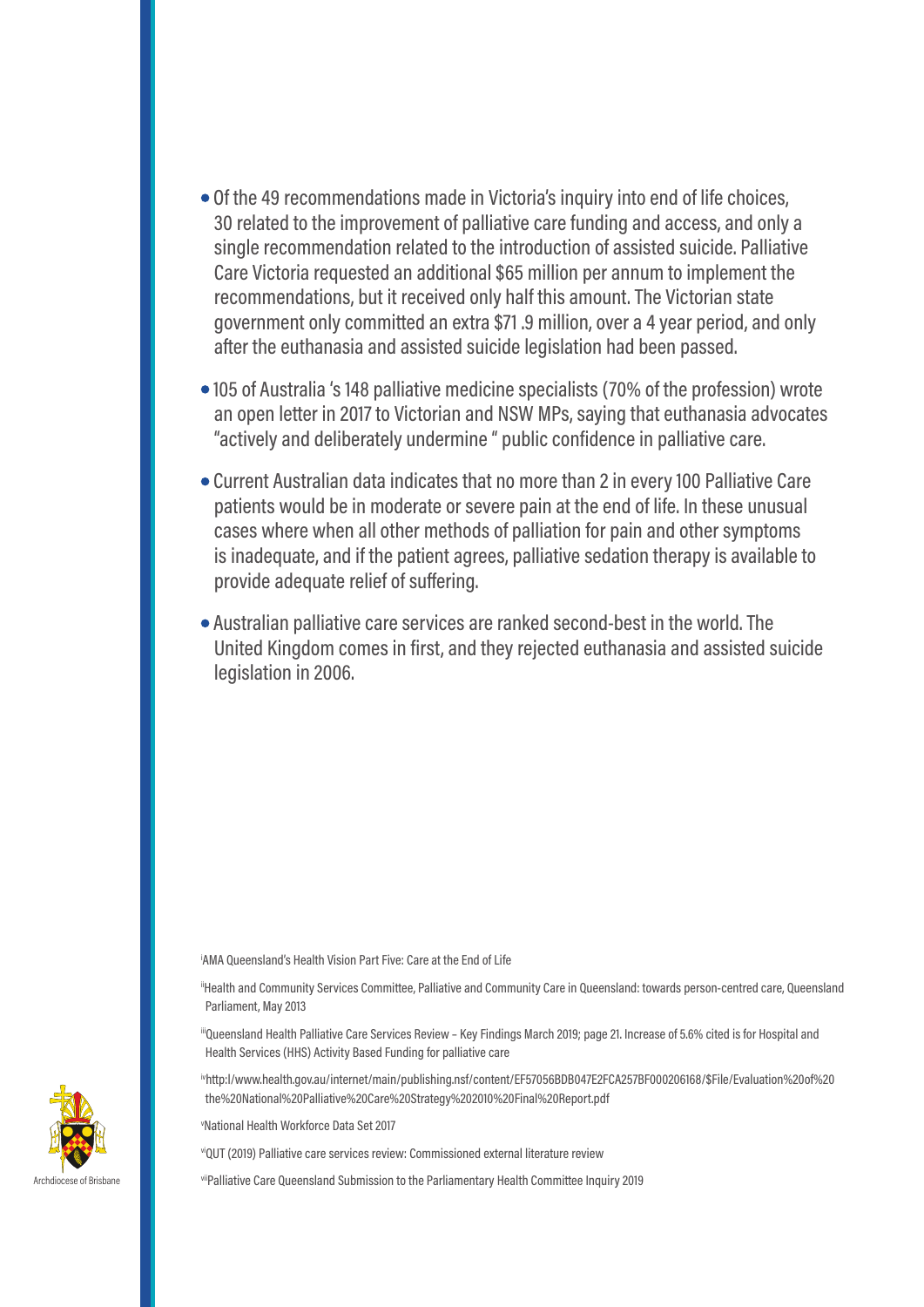- Of the 49 recommendations made in Victoria's inquiry into end of life choices, 30 related to the improvement of palliative care funding and access, and only a single recommendation related to the introduction of assisted suicide. Palliative Care Victoria requested an additional $65 million per annum to implement the recommendations, but it received only half this amount. The Victorian state government only committed an extra $71 .9 million, over a 4 year period, and only after the euthanasia and assisted suicide legislation had been passed.
- 105 of Australia 's 148 palliative medicine specialists (70% of the profession) wrote an open letter in 2017 to Victorian and NSW MPs, saying that euthanasia advocates "actively and deliberately undermine " public confidence in palliative care.
- Current Australian data indicates that no more than 2 in every 100 Palliative Care patients would be in moderate or severe pain at the end of life. In these unusual cases where when all other methods of palliation for pain and other symptoms is inadequate, and if the patient agrees, palliative sedation therapy is available to provide adequate relief of suffering.
- Australian palliative care services are ranked second-best in the world. The United Kingdom comes in first, and they rejected euthanasia and assisted suicide legislation in 2006.

[i] AMA Queensland's Health Vision Part Five: Care at the End of Life

[ii] Health and Community Services Committee, Palliative and Community Care in Queensland: towards person-centred care, Queensland Parliament, May 2013

[iii] Queensland Health Palliative Care Services Review – Key Findings March 2019; page 21. Increase of 5.6% cited is for Hospital and Health Services (HHS) Activity Based Funding for palliative care

[iv] http://www.health.gov.au/internet/main/publishing.nsf/content/EF57056BDB047E2FCA257BF000206168/$File/Evaluation%20of%20the%20National%20Palliative%20Care%20Strategy%202010%20Final%20Report.pdf

[v] National Health Workforce Data Set 2017

[vi] QUT (2019) Palliative care services review: Commissioned external literature review

[vii] Palliative Care Queensland Submission to the Parliamentary Health Committee Inquiry 2019

Archdiocese of Brisbane